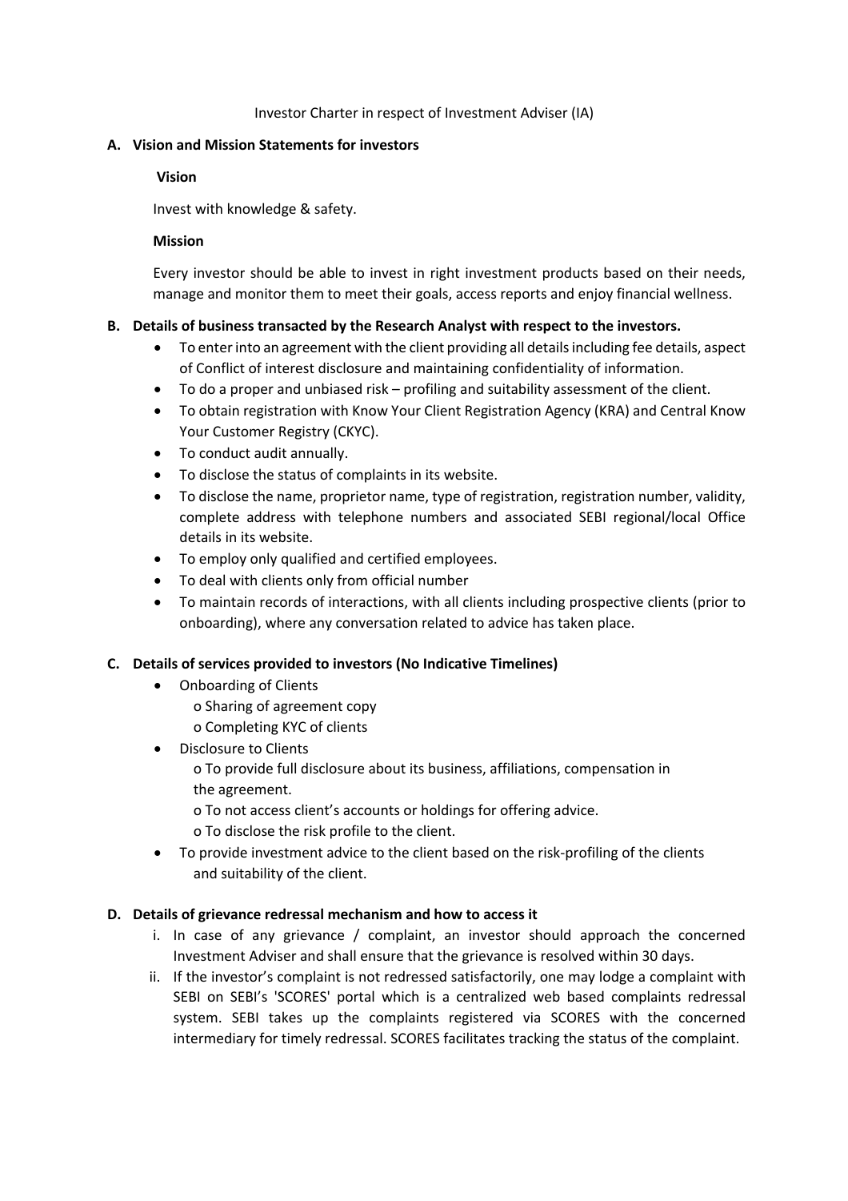Investor Charter in respect of Investment Adviser (IA)

**A. Vision and Mission Statements for investors**

**Vision**

Invest with knowledge & safety.

**Mission**

Every investor should be able to invest in right investment products based on their needs, manage and monitor them to meet their goals, access reports and enjoy financial wellness.

**B. Details of business transacted by the Research Analyst with respect to the investors.**

- To enter into an agreement with the client providing all details including fee details, aspect of Conflict of interest disclosure and maintaining confidentiality of information.
- To do a proper and unbiased risk – profiling and suitability assessment of the client.
- To obtain registration with Know Your Client Registration Agency (KRA) and Central Know Your Customer Registry (CKYC).
- To conduct audit annually.
- To disclose the status of complaints in its website.
- To disclose the name, proprietor name, type of registration, registration number, validity, complete address with telephone numbers and associated SEBI regional/local Office details in its website.
- To employ only qualified and certified employees.
- To deal with clients only from official number
- To maintain records of interactions, with all clients including prospective clients (prior to onboarding), where any conversation related to advice has taken place.

**C. Details of services provided to investors (No Indicative Timelines)**

- Onboarding of Clients
  - o Sharing of agreement copy
  - o Completing KYC of clients
- Disclosure to Clients
  - o To provide full disclosure about its business, affiliations, compensation in the agreement.
  - o To not access client's accounts or holdings for offering advice.
  - o To disclose the risk profile to the client.
- To provide investment advice to the client based on the risk-profiling of the clients and suitability of the client.

**D. Details of grievance redressal mechanism and how to access it**

i. In case of any grievance / complaint, an investor should approach the concerned Investment Adviser and shall ensure that the grievance is resolved within 30 days.

ii. If the investor's complaint is not redressed satisfactorily, one may lodge a complaint with SEBI on SEBI's 'SCORES' portal which is a centralized web based complaints redressal system. SEBI takes up the complaints registered via SCORES with the concerned intermediary for timely redressal. SCORES facilitates tracking the status of the complaint.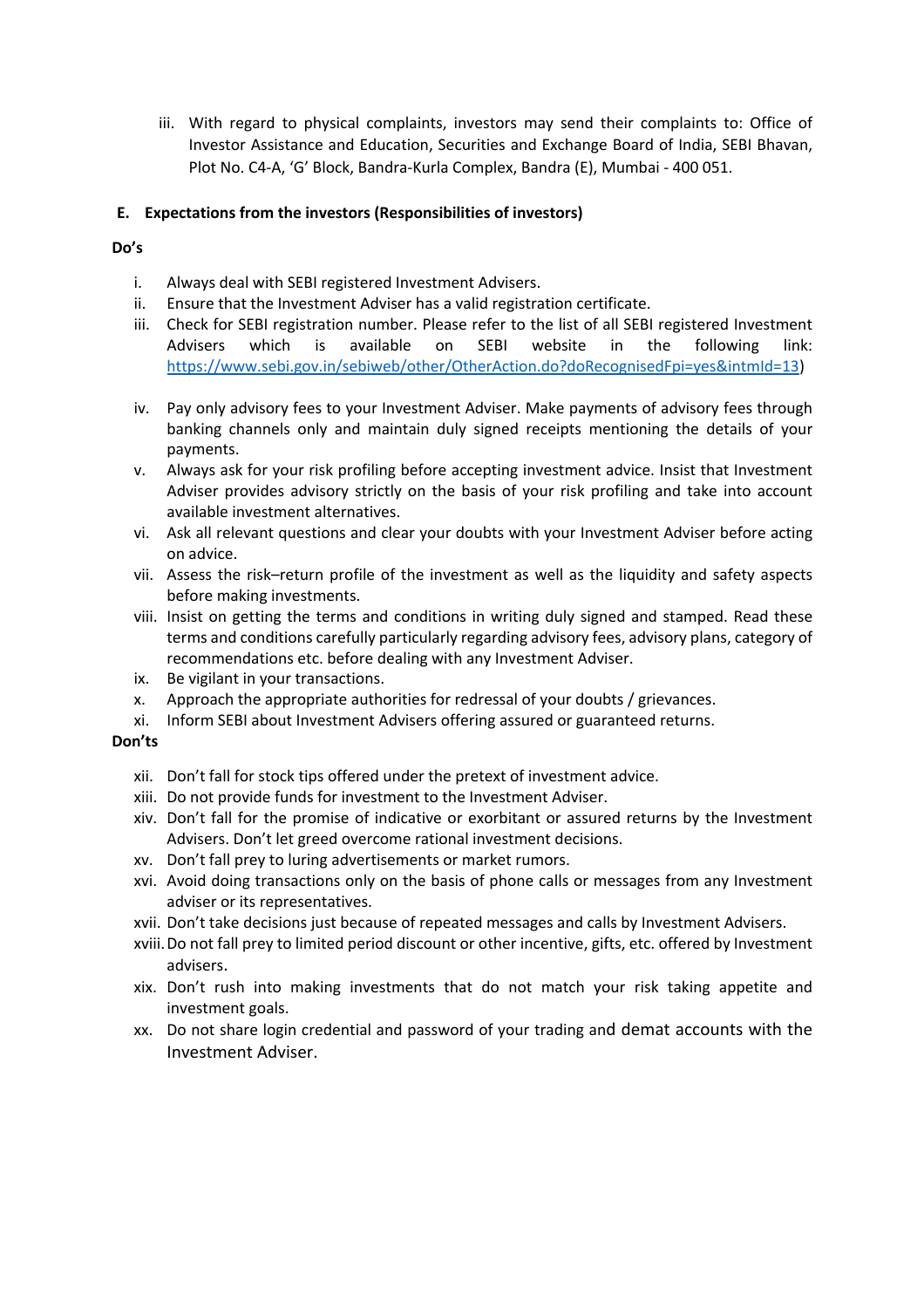iii. With regard to physical complaints, investors may send their complaints to: Office of Investor Assistance and Education, Securities and Exchange Board of India, SEBI Bhavan, Plot No. C4-A, 'G' Block, Bandra-Kurla Complex, Bandra (E), Mumbai - 400 051.

## E. Expectations from the investors (Responsibilities of investors)

**Do's**

i. Always deal with SEBI registered Investment Advisers.
ii. Ensure that the Investment Adviser has a valid registration certificate.
iii. Check for SEBI registration number. Please refer to the list of all SEBI registered Investment Advisers which is available on SEBI website in the following link: https://www.sebi.gov.in/sebiweb/other/OtherAction.do?doRecognisedFpi=yes&intmId=13)

iv. Pay only advisory fees to your Investment Adviser. Make payments of advisory fees through banking channels only and maintain duly signed receipts mentioning the details of your payments.
v. Always ask for your risk profiling before accepting investment advice. Insist that Investment Adviser provides advisory strictly on the basis of your risk profiling and take into account available investment alternatives.
vi. Ask all relevant questions and clear your doubts with your Investment Adviser before acting on advice.
vii. Assess the risk–return profile of the investment as well as the liquidity and safety aspects before making investments.
viii. Insist on getting the terms and conditions in writing duly signed and stamped. Read these terms and conditions carefully particularly regarding advisory fees, advisory plans, category of recommendations etc. before dealing with any Investment Adviser.
ix. Be vigilant in your transactions.
x. Approach the appropriate authorities for redressal of your doubts / grievances.
xi. Inform SEBI about Investment Advisers offering assured or guaranteed returns.

**Don'ts**

xii. Don't fall for stock tips offered under the pretext of investment advice.
xiii. Do not provide funds for investment to the Investment Adviser.
xiv. Don't fall for the promise of indicative or exorbitant or assured returns by the Investment Advisers. Don't let greed overcome rational investment decisions.
xv. Don't fall prey to luring advertisements or market rumors.
xvi. Avoid doing transactions only on the basis of phone calls or messages from any Investment adviser or its representatives.
xvii. Don't take decisions just because of repeated messages and calls by Investment Advisers.
xviii. Do not fall prey to limited period discount or other incentive, gifts, etc. offered by Investment advisers.
xix. Don't rush into making investments that do not match your risk taking appetite and investment goals.
xx. Do not share login credential and password of your trading and demat accounts with the Investment Adviser.